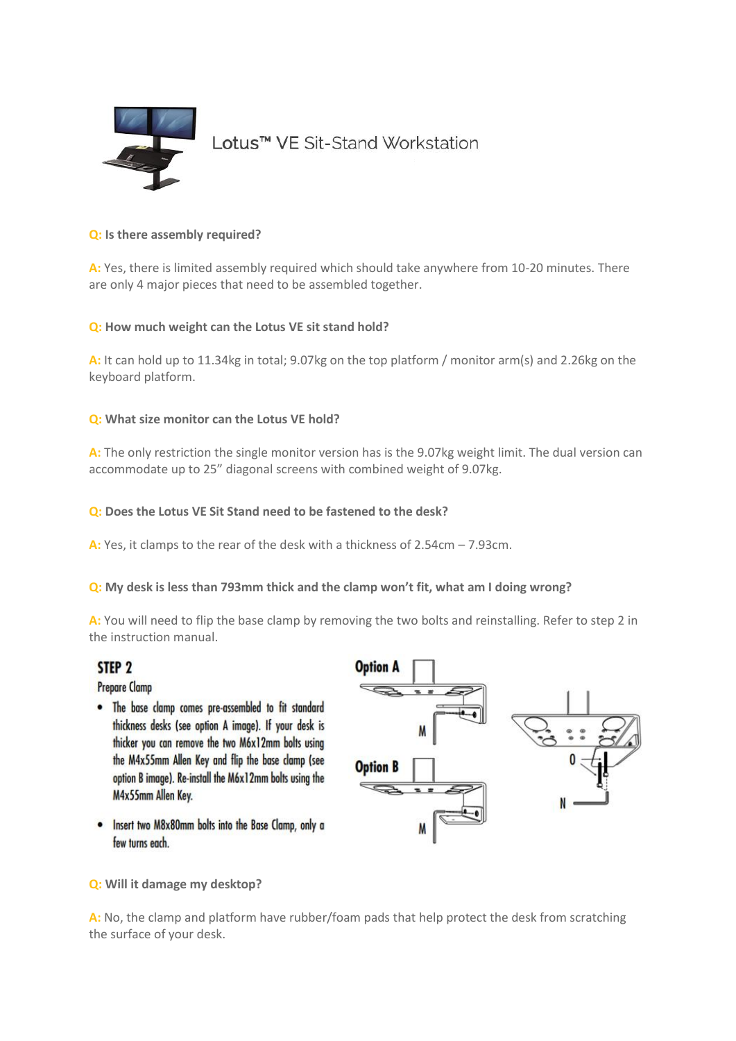# Lotus™ VE Sit-Stand Workstation

**Q: Is there assembly required?**

**A:** Yes, there is limited assembly required which should take anywhere from 10-20 minutes. There are only 4 major pieces that need to be assembled together.

**Q: How much weight can the Lotus VE sit stand hold?**

**A:** It can hold up to 11.34kg in total; 9.07kg on the top platform / monitor arm(s) and 2.26kg on the keyboard platform.

**Q: What size monitor can the Lotus VE hold?**

**A:** The only restriction the single monitor version has is the 9.07kg weight limit. The dual version can accommodate up to 25" diagonal screens with combined weight of 9.07kg.

**Q: Does the Lotus VE Sit Stand need to be fastened to the desk?**

**A:** Yes, it clamps to the rear of the desk with a thickness of 2.54cm – 7.93cm.

**Q: My desk is less than 793mm thick and the clamp won't fit, what am I doing wrong?**

**A:** You will need to flip the base clamp by removing the two bolts and reinstalling. Refer to step 2 in the instruction manual.

**STEP 2**

Prepare Clamp

- The base clamp comes pre-assembled to fit standard thickness desks (see option A image). If your desk is thicker you can remove the two M6x12mm bolts using the M4x55mm Allen Key and flip the base clamp (see option B image). Re-install the M6x12mm bolts using the M4x55mm Allen Key.
- Insert two M8x80mm bolts into the Base Clamp, only a few turns each.

Option A

M

Option B

M

O

N

**Q: Will it damage my desktop?**

**A:** No, the clamp and platform have rubber/foam pads that help protect the desk from scratching the surface of your desk.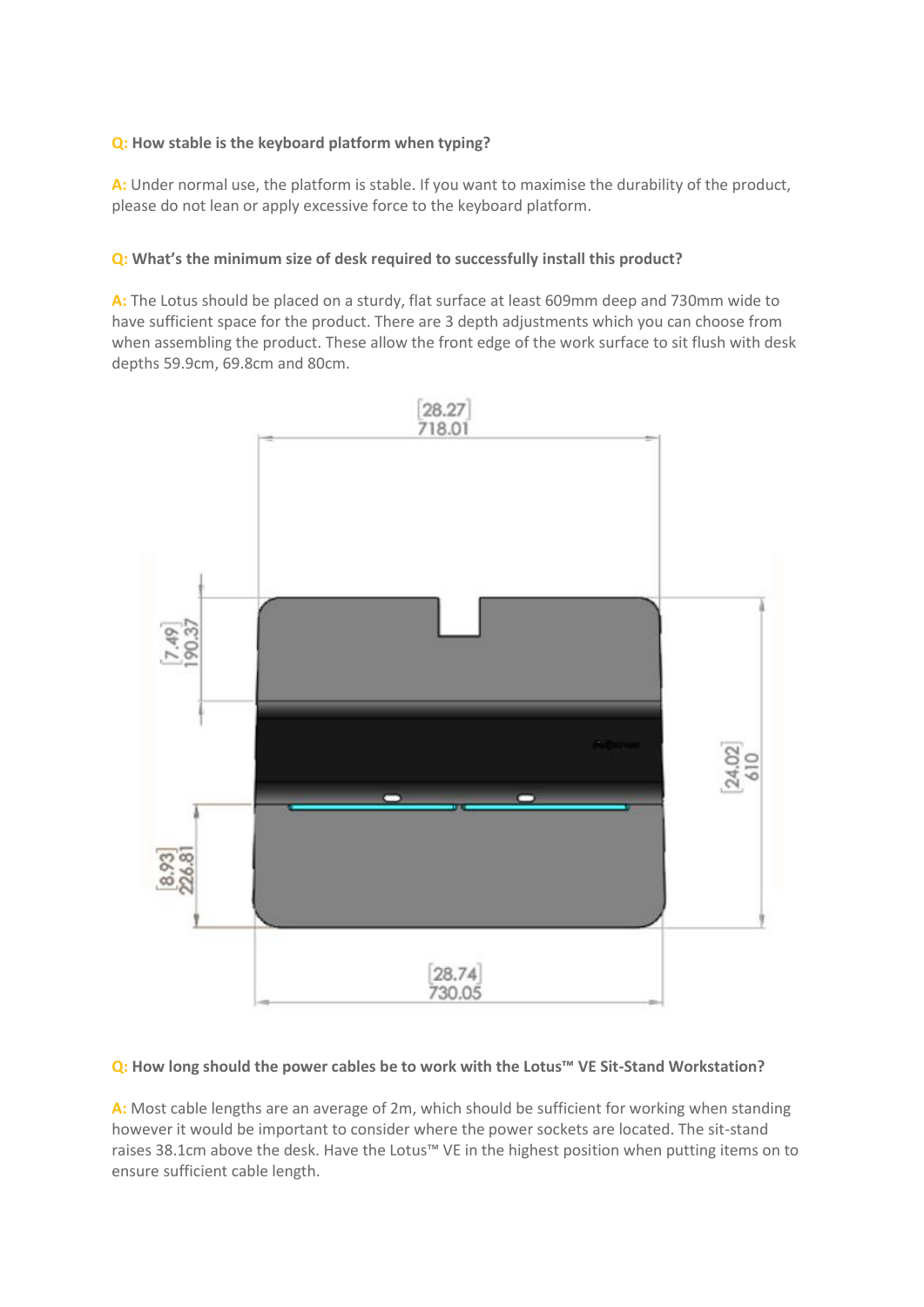**Q: How stable is the keyboard platform when typing?**

**A:** Under normal use, the platform is stable. If you want to maximise the durability of the product, please do not lean or apply excessive force to the keyboard platform.

**Q: What's the minimum size of desk required to successfully install this product?**

**A:** The Lotus should be placed on a sturdy, flat surface at least 609mm deep and 730mm wide to have sufficient space for the product. There are 3 depth adjustments which you can choose from when assembling the product. These allow the front edge of the work surface to sit flush with desk depths 59.9cm, 69.8cm and 80cm.

**Q: How long should the power cables be to work with the Lotus™ VE Sit-Stand Workstation?**

**A:** Most cable lengths are an average of 2m, which should be sufficient for working when standing however it would be important to consider where the power sockets are located. The sit-stand raises 38.1cm above the desk. Have the Lotus™ VE in the highest position when putting items on to ensure sufficient cable length.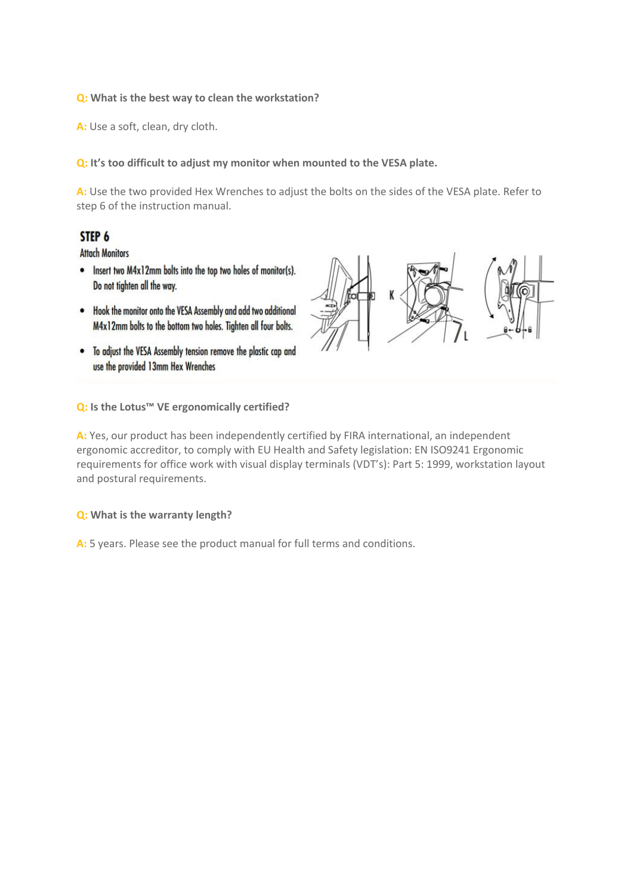**Q: What is the best way to clean the workstation?**

**A:** Use a soft, clean, dry cloth.

**Q: It's too difficult to adjust my monitor when mounted to the VESA plate.**

**A:** Use the two provided Hex Wrenches to adjust the bolts on the sides of the VESA plate. Refer to step 6 of the instruction manual.

**STEP 6**

Attach Monitors

- Insert two M4x12mm bolts into the top two holes of monitor(s). Do not tighten all the way.
- Hook the monitor onto the VESA Assembly and add two additional M4x12mm bolts to the bottom two holes. Tighten all four bolts.
- To adjust the VESA Assembly tension remove the plastic cap and use the provided 13mm Hex Wrenches

K

L

**Q: Is the Lotus™ VE ergonomically certified?**

**A:** Yes, our product has been independently certified by FIRA international, an independent ergonomic accreditor, to comply with EU Health and Safety legislation: EN ISO9241 Ergonomic requirements for office work with visual display terminals (VDT's): Part 5: 1999, workstation layout and postural requirements.

**Q: What is the warranty length?**

**A:** 5 years. Please see the product manual for full terms and conditions.